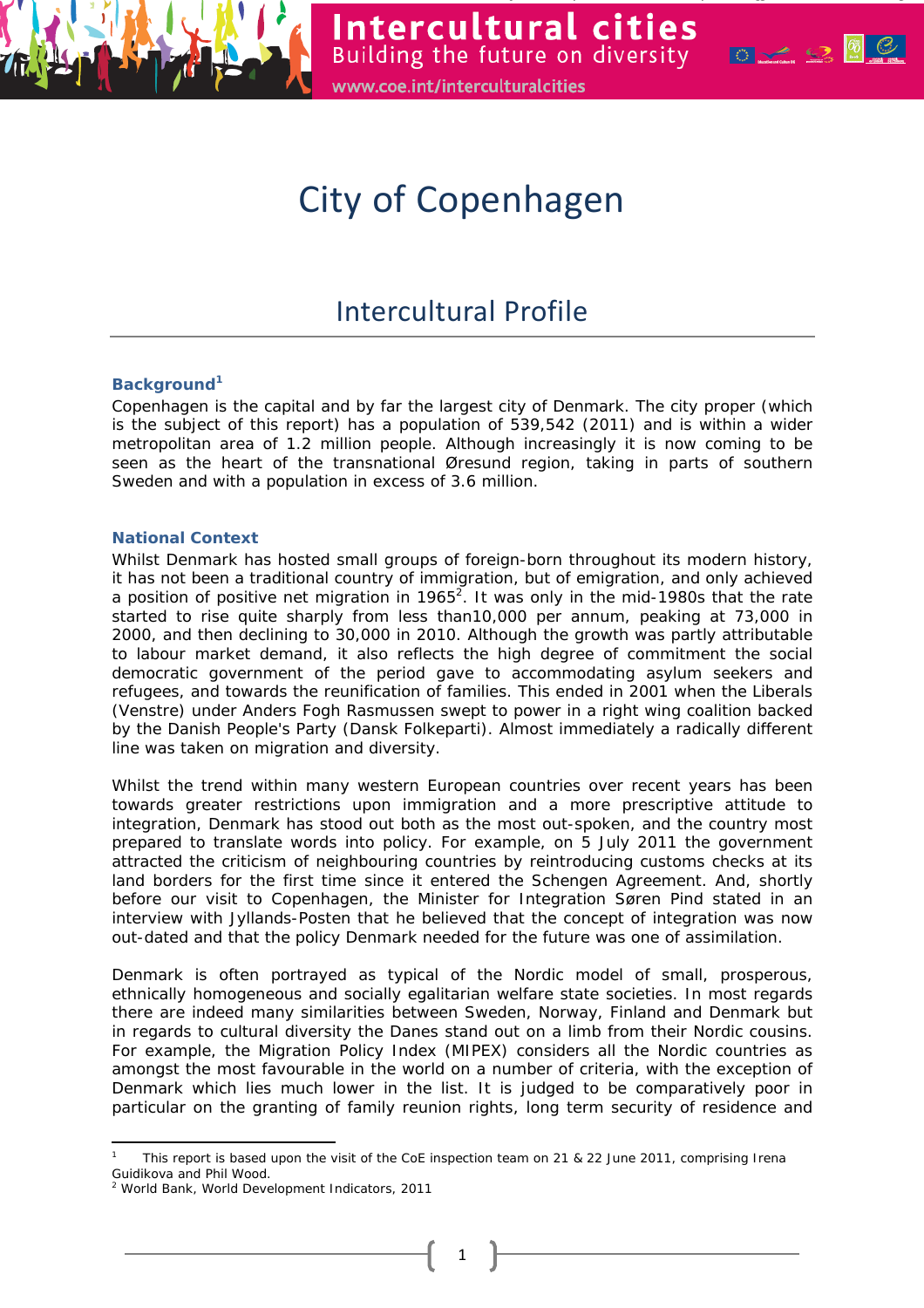# City of Copenhagen

## Intercultural Profile

### Background[1]

Copenhagen is the capital and by far the largest city of Denmark. The city proper (which is the subject of this report) has a population of 539,542 (2011) and is within a wider metropolitan area of 1.2 million people. Although increasingly it is now coming to be seen as the heart of the transnational Øresund region, taking in parts of southern Sweden and with a population in excess of 3.6 million.

### National Context

Whilst Denmark has hosted small groups of foreign-born throughout its modern history, it has not been a traditional country of immigration, but of emigration, and only achieved a position of positive net migration in 1965[2]. It was only in the mid-1980s that the rate started to rise quite sharply from less than10,000 per annum, peaking at 73,000 in 2000, and then declining to 30,000 in 2010. Although the growth was partly attributable to labour market demand, it also reflects the high degree of commitment the social democratic government of the period gave to accommodating asylum seekers and refugees, and towards the reunification of families. This ended in 2001 when the Liberals (Venstre) under Anders Fogh Rasmussen swept to power in a right wing coalition backed by the Danish People's Party (Dansk Folkeparti). Almost immediately a radically different line was taken on migration and diversity.

Whilst the trend within many western European countries over recent years has been towards greater restrictions upon immigration and a more prescriptive attitude to integration, Denmark has stood out both as the most out-spoken, and the country most prepared to translate words into policy. For example, on 5 July 2011 the government attracted the criticism of neighbouring countries by reintroducing customs checks at its land borders for the first time since it entered the Schengen Agreement. And, shortly before our visit to Copenhagen, the Minister for Integration Søren Pind stated in an interview with Jyllands-Posten that he believed that the concept of integration was now out-dated and that the policy Denmark needed for the future was one of assimilation.

Denmark is often portrayed as typical of the Nordic model of small, prosperous, ethnically homogeneous and socially egalitarian welfare state societies. In most regards there are indeed many similarities between Sweden, Norway, Finland and Denmark but in regards to cultural diversity the Danes stand out on a limb from their Nordic cousins. For example, the Migration Policy Index (MIPEX) considers all the Nordic countries as amongst the most favourable in the world on a number of criteria, with the exception of Denmark which lies much lower in the list. It is judged to be comparatively poor in particular on the granting of family reunion rights, long term security of residence and

---

[1] This report is based upon the visit of the CoE inspection team on 21 & 22 June 2011, comprising Irena Guidikova and Phil Wood.

[2] World Bank, World Development Indicators, 2011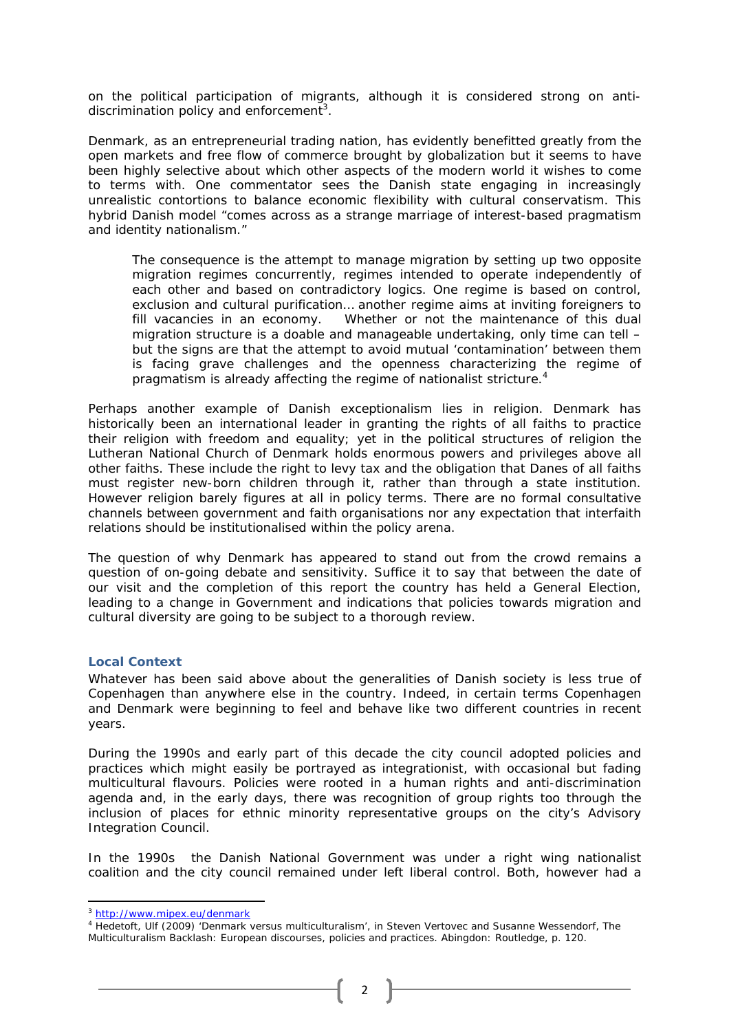on the political participation of migrants, although it is considered strong on anti-discrimination policy and enforcement[3].

Denmark, as an entrepreneurial trading nation, has evidently benefitted greatly from the open markets and free flow of commerce brought by globalization but it seems to have been highly selective about which other aspects of the modern world it wishes to come to terms with. One commentator sees the Danish state engaging in increasingly unrealistic contortions to balance economic flexibility with cultural conservatism. This hybrid Danish model "comes across as a strange marriage of interest-based pragmatism and identity nationalism."

> The consequence is the attempt to manage migration by setting up two opposite migration regimes concurrently, regimes intended to operate independently of each other and based on contradictory logics. One regime is based on control, exclusion and cultural purification… another regime aims at inviting foreigners to fill vacancies in an economy. Whether or not the maintenance of this dual migration structure is a doable and manageable undertaking, only time can tell – but the signs are that the attempt to avoid mutual 'contamination' between them is facing grave challenges and the openness characterizing the regime of pragmatism is already affecting the regime of nationalist stricture.[4]

Perhaps another example of Danish exceptionalism lies in religion. Denmark has historically been an international leader in granting the rights of all faiths to practice their religion with freedom and equality; yet in the political structures of religion the Lutheran National Church of Denmark holds enormous powers and privileges above all other faiths. These include the right to levy tax and the obligation that Danes of all faiths must register new-born children through it, rather than through a state institution. However religion barely figures at all in policy terms. There are no formal consultative channels between government and faith organisations nor any expectation that interfaith relations should be institutionalised within the policy arena.

The question of why Denmark has appeared to stand out from the crowd remains a question of on-going debate and sensitivity. Suffice it to say that between the date of our visit and the completion of this report the country has held a General Election, leading to a change in Government and indications that policies towards migration and cultural diversity are going to be subject to a thorough review.

### Local Context

Whatever has been said above about the generalities of Danish society is less true of Copenhagen than anywhere else in the country. Indeed, in certain terms Copenhagen and Denmark were beginning to feel and behave like two different countries in recent years.

During the 1990s and early part of this decade the city council adopted policies and practices which might easily be portrayed as integrationist, with occasional but fading multicultural flavours. Policies were rooted in a human rights and anti-discrimination agenda and, in the early days, there was recognition of group rights too through the inclusion of places for ethnic minority representative groups on the city's Advisory Integration Council.

In the 1990s the Danish National Government was under a right wing nationalist coalition and the city council remained under left liberal control. Both, however had a

---

[3] http://www.mipex.eu/denmark

[4] Hedetoft, Ulf (2009) 'Denmark versus multiculturalism', in Steven Vertovec and Susanne Wessendorf, *The Multiculturalism Backlash: European discourses, policies and practices*. Abingdon: Routledge, p. 120.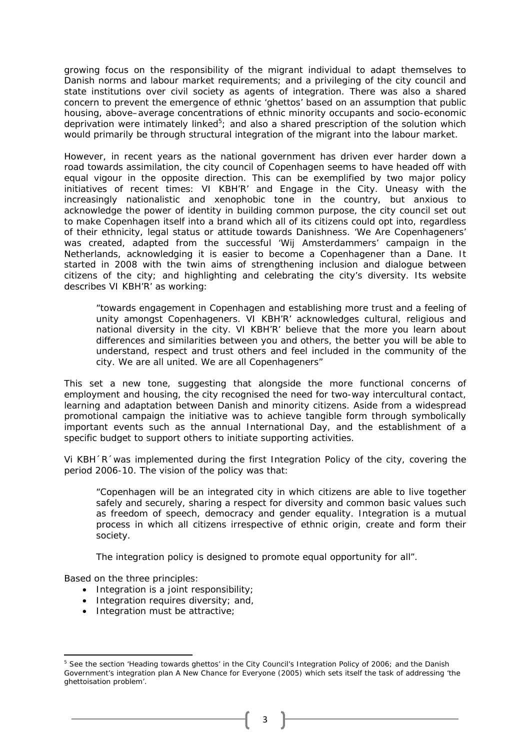growing focus on the responsibility of the migrant individual to adapt themselves to Danish norms and labour market requirements; and a privileging of the city council and state institutions over civil society as agents of integration. There was also a shared concern to prevent the emergence of ethnic 'ghettos' based on an assumption that public housing, above–average concentrations of ethnic minority occupants and socio-economic deprivation were intimately linked[5]; and also a shared prescription of the solution which would primarily be through structural integration of the migrant into the labour market.

However, in recent years as the national government has driven ever harder down a road towards assimilation, the city council of Copenhagen seems to have headed off with equal vigour in the opposite direction. This can be exemplified by two major policy initiatives of recent times: VI KBH'R' and Engage in the City. Uneasy with the increasingly nationalistic and xenophobic tone in the country, but anxious to acknowledge the power of identity in building common purpose, the city council set out to make Copenhagen itself into a brand which all of its citizens could opt into, regardless of their ethnicity, legal status or attitude towards Danishness. 'We Are Copenhageners' was created, adapted from the successful 'Wij Amsterdammers' campaign in the Netherlands, acknowledging it is easier to become a Copenhagener than a Dane. It started in 2008 with the twin aims of strengthening inclusion and dialogue between citizens of the city; and highlighting and celebrating the city's diversity. Its website describes VI KBH'R' as working:

> "towards engagement in Copenhagen and establishing more trust and a feeling of unity amongst Copenhageners. VI KBH'R' acknowledges cultural, religious and national diversity in the city. VI KBH'R' believe that the more you learn about differences and similarities between you and others, the better you will be able to understand, respect and trust others and feel included in the community of the city. We are all united. We are all Copenhageners"

This set a new tone, suggesting that alongside the more functional concerns of employment and housing, the city recognised the need for two-way intercultural contact, learning and adaptation between Danish and minority citizens. Aside from a widespread promotional campaign the initiative was to achieve tangible form through symbolically important events such as the annual International Day, and the establishment of a specific budget to support others to initiate supporting activities.

Vi KBH´R´was implemented during the first Integration Policy of the city, covering the period 2006-10. The vision of the policy was that:

> "Copenhagen will be an integrated city in which citizens are able to live together safely and securely, sharing a respect for diversity and common basic values such as freedom of speech, democracy and gender equality. Integration is a mutual process in which all citizens irrespective of ethnic origin, create and form their society.
>
> The integration policy is designed to promote equal opportunity for all".

Based on the three principles:

- Integration is a joint responsibility;
- Integration requires diversity; and,
- Integration must be attractive;

---

[5] See the section 'Heading towards ghettos' in the City Council's Integration Policy of 2006; and the Danish Government's integration plan A New Chance for Everyone (2005) which sets itself the task of addressing 'the ghettoisation problem'.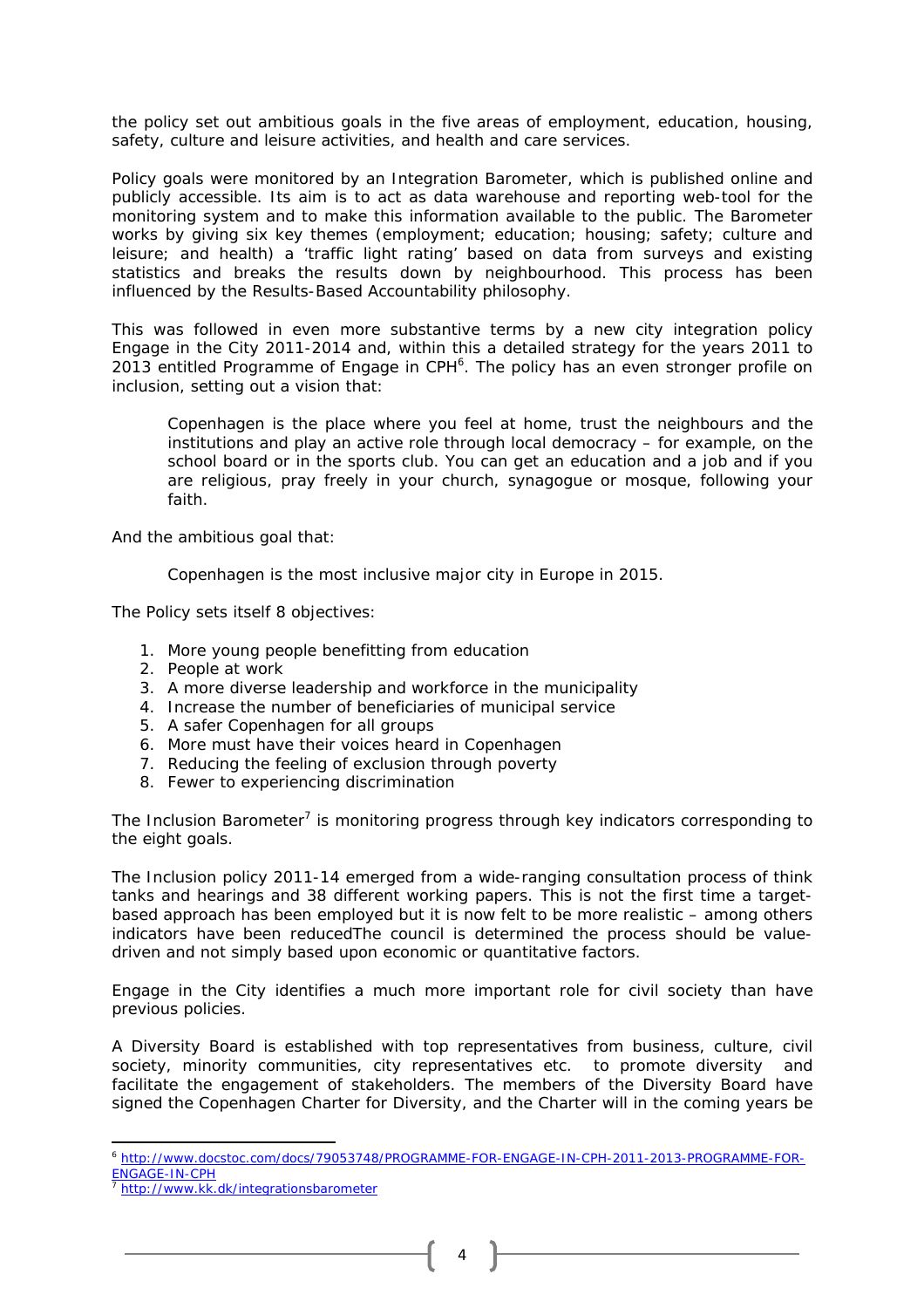the policy set out ambitious goals in the five areas of employment, education, housing, safety, culture and leisure activities, and health and care services.

Policy goals were monitored by an Integration Barometer, which is published online and publicly accessible. Its aim is to act as data warehouse and reporting web-tool for the monitoring system and to make this information available to the public. The Barometer works by giving six key themes (employment; education; housing; safety; culture and leisure; and health) a 'traffic light rating' based on data from surveys and existing statistics and breaks the results down by neighbourhood. This process has been influenced by the Results-Based Accountability philosophy.

This was followed in even more substantive terms by a new city integration policy Engage in the City 2011-2014 and, within this a detailed strategy for the years 2011 to 2013 entitled Programme of Engage in CPH[6]. The policy has an even stronger profile on inclusion, setting out a vision that:

> Copenhagen is the place where you feel at home, trust the neighbours and the institutions and play an active role through local democracy – for example, on the school board or in the sports club. You can get an education and a job and if you are religious, pray freely in your church, synagogue or mosque, following your faith.

And the ambitious goal that:

> Copenhagen is the most inclusive major city in Europe in 2015.

The Policy sets itself 8 objectives:

1. More young people benefitting from education
2. People at work
3. A more diverse leadership and workforce in the municipality
4. Increase the number of beneficiaries of municipal service
5. A safer Copenhagen for all groups
6. More must have their voices heard in Copenhagen
7. Reducing the feeling of exclusion through poverty
8. Fewer to experiencing discrimination

The Inclusion Barometer[7] is monitoring progress through key indicators corresponding to the eight goals.

The Inclusion policy 2011-14 emerged from a wide-ranging consultation process of think tanks and hearings and 38 different working papers. This is not the first time a target-based approach has been employed but it is now felt to be more realistic – among others indicators have been reducedThe council is determined the process should be value-driven and not simply based upon economic or quantitative factors.

Engage in the City identifies a much more important role for civil society than have previous policies.

A Diversity Board is established with top representatives from business, culture, civil society, minority communities, city representatives etc. to promote diversity and facilitate the engagement of stakeholders. The members of the Diversity Board have signed the Copenhagen Charter for Diversity, and the Charter will in the coming years be

---

[6] http://www.docstoc.com/docs/79053748/PROGRAMME-FOR-ENGAGE-IN-CPH-2011-2013-PROGRAMME-FOR-ENGAGE-IN-CPH

[7] http://www.kk.dk/integrationsbarometer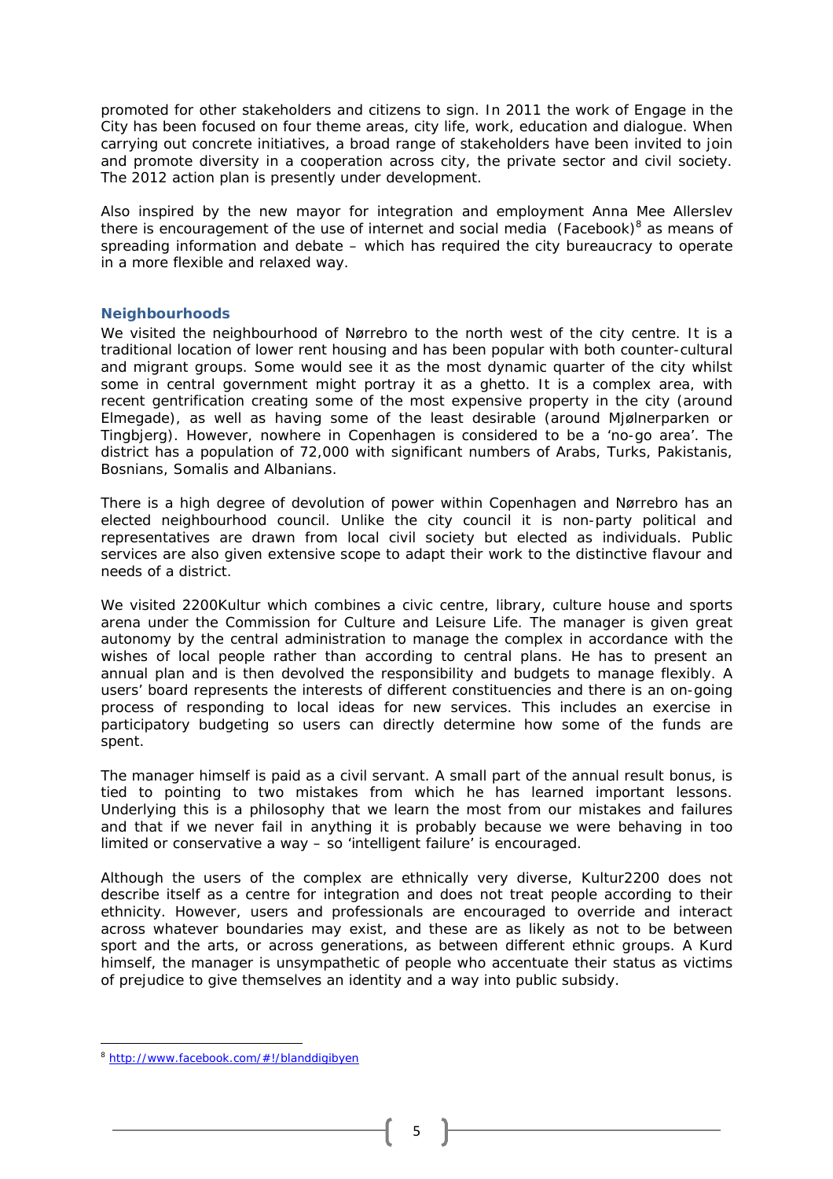promoted for other stakeholders and citizens to sign. In 2011 the work of Engage in the City has been focused on four theme areas, city life, work, education and dialogue. When carrying out concrete initiatives, a broad range of stakeholders have been invited to join and promote diversity in a cooperation across city, the private sector and civil society. The 2012 action plan is presently under development.

Also inspired by the new mayor for integration and employment Anna Mee Allerslev there is encouragement of the use of internet and social media (Facebook)[8] as means of spreading information and debate – which has required the city bureaucracy to operate in a more flexible and relaxed way.

### Neighbourhoods

We visited the neighbourhood of Nørrebro to the north west of the city centre. It is a traditional location of lower rent housing and has been popular with both counter-cultural and migrant groups. Some would see it as the most dynamic quarter of the city whilst some in central government might portray it as a ghetto. It is a complex area, with recent gentrification creating some of the most expensive property in the city (around Elmegade), as well as having some of the least desirable (around Mjølnerparken or Tingbjerg). However, nowhere in Copenhagen is considered to be a 'no-go area'. The district has a population of 72,000 with significant numbers of Arabs, Turks, Pakistanis, Bosnians, Somalis and Albanians.

There is a high degree of devolution of power within Copenhagen and Nørrebro has an elected neighbourhood council. Unlike the city council it is non-party political and representatives are drawn from local civil society but elected as individuals. Public services are also given extensive scope to adapt their work to the distinctive flavour and needs of a district.

We visited 2200Kultur which combines a civic centre, library, culture house and sports arena under the Commission for Culture and Leisure Life. The manager is given great autonomy by the central administration to manage the complex in accordance with the wishes of local people rather than according to central plans. He has to present an annual plan and is then devolved the responsibility and budgets to manage flexibly. A users' board represents the interests of different constituencies and there is an on-going process of responding to local ideas for new services. This includes an exercise in participatory budgeting so users can directly determine how some of the funds are spent.

The manager himself is paid as a civil servant. A small part of the annual result bonus, is tied to pointing to two mistakes from which he has learned important lessons. Underlying this is a philosophy that we learn the most from our mistakes and failures and that if we never fail in anything it is probably because we were behaving in too limited or conservative a way – so 'intelligent failure' is encouraged.

Although the users of the complex are ethnically very diverse, Kultur2200 does not describe itself as a centre for integration and does not treat people according to their ethnicity. However, users and professionals are encouraged to override and interact across whatever boundaries may exist, and these are as likely as not to be between sport and the arts, or across generations, as between different ethnic groups. A Kurd himself, the manager is unsympathetic of people who accentuate their status as victims of prejudice to give themselves an identity and a way into public subsidy.

---

[8] http://www.facebook.com/#!/blanddigibyen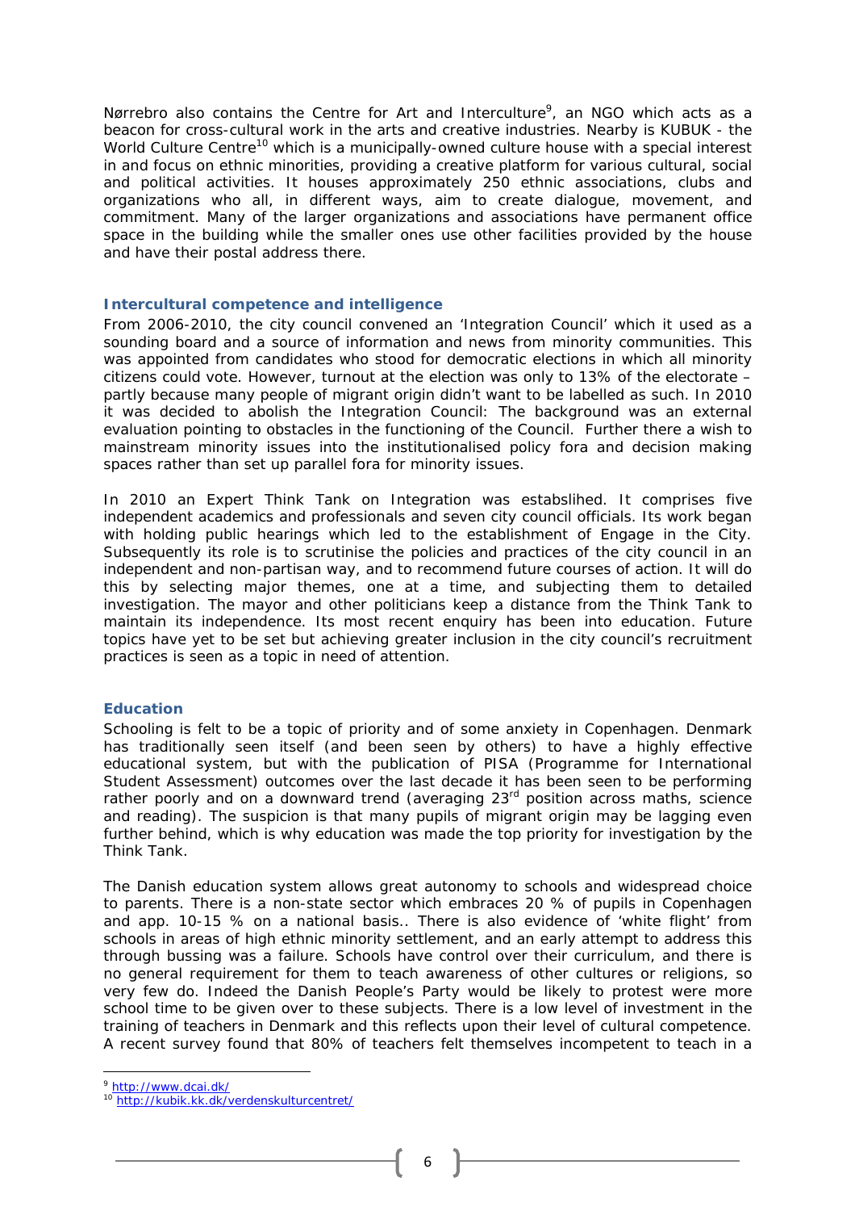Nørrebro also contains the Centre for Art and Interculture[9], an NGO which acts as a beacon for cross-cultural work in the arts and creative industries. Nearby is KUBUK - the World Culture Centre[10] which is a municipally-owned culture house with a special interest in and focus on ethnic minorities, providing a creative platform for various cultural, social and political activities. It houses approximately 250 ethnic associations, clubs and organizations who all, in different ways, aim to create dialogue, movement, and commitment. Many of the larger organizations and associations have permanent office space in the building while the smaller ones use other facilities provided by the house and have their postal address there.

### Intercultural competence and intelligence

From 2006-2010, the city council convened an 'Integration Council' which it used as a sounding board and a source of information and news from minority communities. This was appointed from candidates who stood for democratic elections in which all minority citizens could vote. However, turnout at the election was only to 13% of the electorate – partly because many people of migrant origin didn't want to be labelled as such. In 2010 it was decided to abolish the Integration Council: The background was an external evaluation pointing to obstacles in the functioning of the Council. Further there a wish to mainstream minority issues into the institutionalised policy fora and decision making spaces rather than set up parallel fora for minority issues.

In 2010 an Expert Think Tank on Integration was estabslihed. It comprises five independent academics and professionals and seven city council officials. Its work began with holding public hearings which led to the establishment of Engage in the City. Subsequently its role is to scrutinise the policies and practices of the city council in an independent and non-partisan way, and to recommend future courses of action. It will do this by selecting major themes, one at a time, and subjecting them to detailed investigation. The mayor and other politicians keep a distance from the Think Tank to maintain its independence. Its most recent enquiry has been into education. Future topics have yet to be set but achieving greater inclusion in the city council's recruitment practices is seen as a topic in need of attention.

### Education

Schooling is felt to be a topic of priority and of some anxiety in Copenhagen. Denmark has traditionally seen itself (and been seen by others) to have a highly effective educational system, but with the publication of PISA (Programme for International Student Assessment) outcomes over the last decade it has been seen to be performing rather poorly and on a downward trend (averaging 23rd position across maths, science and reading). The suspicion is that many pupils of migrant origin may be lagging even further behind, which is why education was made the top priority for investigation by the Think Tank.

The Danish education system allows great autonomy to schools and widespread choice to parents. There is a non-state sector which embraces 20 % of pupils in Copenhagen and app. 10-15 % on a national basis.. There is also evidence of 'white flight' from schools in areas of high ethnic minority settlement, and an early attempt to address this through bussing was a failure. Schools have control over their curriculum, and there is no general requirement for them to teach awareness of other cultures or religions, so very few do. Indeed the Danish People's Party would be likely to protest were more school time to be given over to these subjects. There is a low level of investment in the training of teachers in Denmark and this reflects upon their level of cultural competence. A recent survey found that 80% of teachers felt themselves incompetent to teach in a

---

[9] http://www.dcai.dk/

[10] http://kubik.kk.dk/verdenskulturcentret/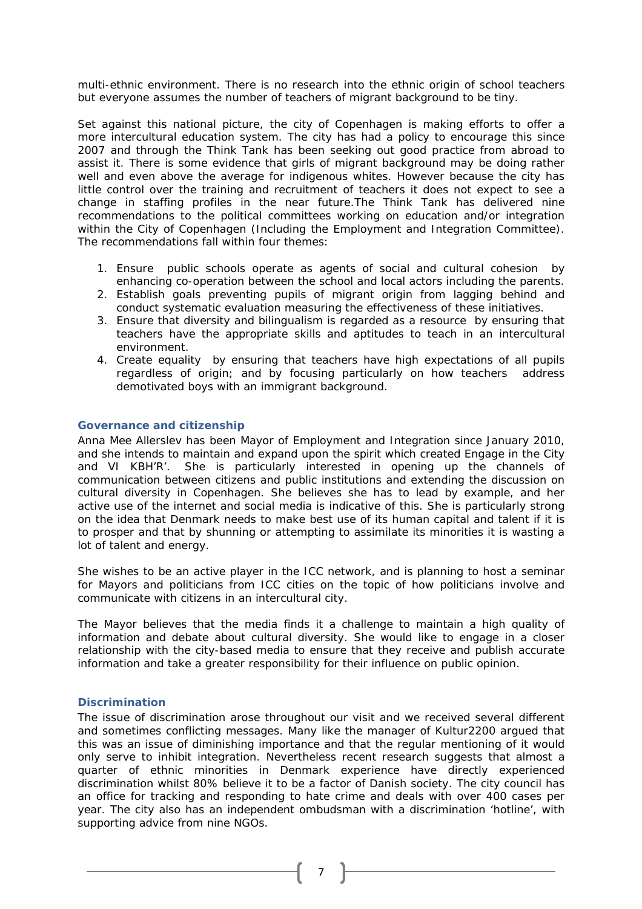multi-ethnic environment. There is no research into the ethnic origin of school teachers but everyone assumes the number of teachers of migrant background to be tiny.

Set against this national picture, the city of Copenhagen is making efforts to offer a more intercultural education system. The city has had a policy to encourage this since 2007 and through the Think Tank has been seeking out good practice from abroad to assist it. There is some evidence that girls of migrant background may be doing rather well and even above the average for indigenous whites. However because the city has little control over the training and recruitment of teachers it does not expect to see a change in staffing profiles in the near future.The Think Tank has delivered nine recommendations to the political committees working on education and/or integration within the City of Copenhagen (Including the Employment and Integration Committee). The recommendations fall within four themes:

1. Ensure public schools operate as agents of social and cultural cohesion by enhancing co-operation between the school and local actors including the parents.
2. Establish goals preventing pupils of migrant origin from lagging behind and conduct systematic evaluation measuring the effectiveness of these initiatives.
3. Ensure that diversity and bilingualism is regarded as a resource by ensuring that teachers have the appropriate skills and aptitudes to teach in an intercultural environment.
4. Create equality by ensuring that teachers have high expectations of all pupils regardless of origin; and by focusing particularly on how teachers address demotivated boys with an immigrant background.

### Governance and citizenship

Anna Mee Allerslev has been Mayor of Employment and Integration since January 2010, and she intends to maintain and expand upon the spirit which created Engage in the City and VI KBH'R'. She is particularly interested in opening up the channels of communication between citizens and public institutions and extending the discussion on cultural diversity in Copenhagen. She believes she has to lead by example, and her active use of the internet and social media is indicative of this. She is particularly strong on the idea that Denmark needs to make best use of its human capital and talent if it is to prosper and that by shunning or attempting to assimilate its minorities it is wasting a lot of talent and energy.

She wishes to be an active player in the ICC network, and is planning to host a seminar for Mayors and politicians from ICC cities on the topic of how politicians involve and communicate with citizens in an intercultural city.

The Mayor believes that the media finds it a challenge to maintain a high quality of information and debate about cultural diversity. She would like to engage in a closer relationship with the city-based media to ensure that they receive and publish accurate information and take a greater responsibility for their influence on public opinion.

### Discrimination

The issue of discrimination arose throughout our visit and we received several different and sometimes conflicting messages. Many like the manager of Kultur2200 argued that this was an issue of diminishing importance and that the regular mentioning of it would only serve to inhibit integration. Nevertheless recent research suggests that almost a quarter of ethnic minorities in Denmark experience have directly experienced discrimination whilst 80% believe it to be a factor of Danish society. The city council has an office for tracking and responding to hate crime and deals with over 400 cases per year. The city also has an independent ombudsman with a discrimination 'hotline', with supporting advice from nine NGOs.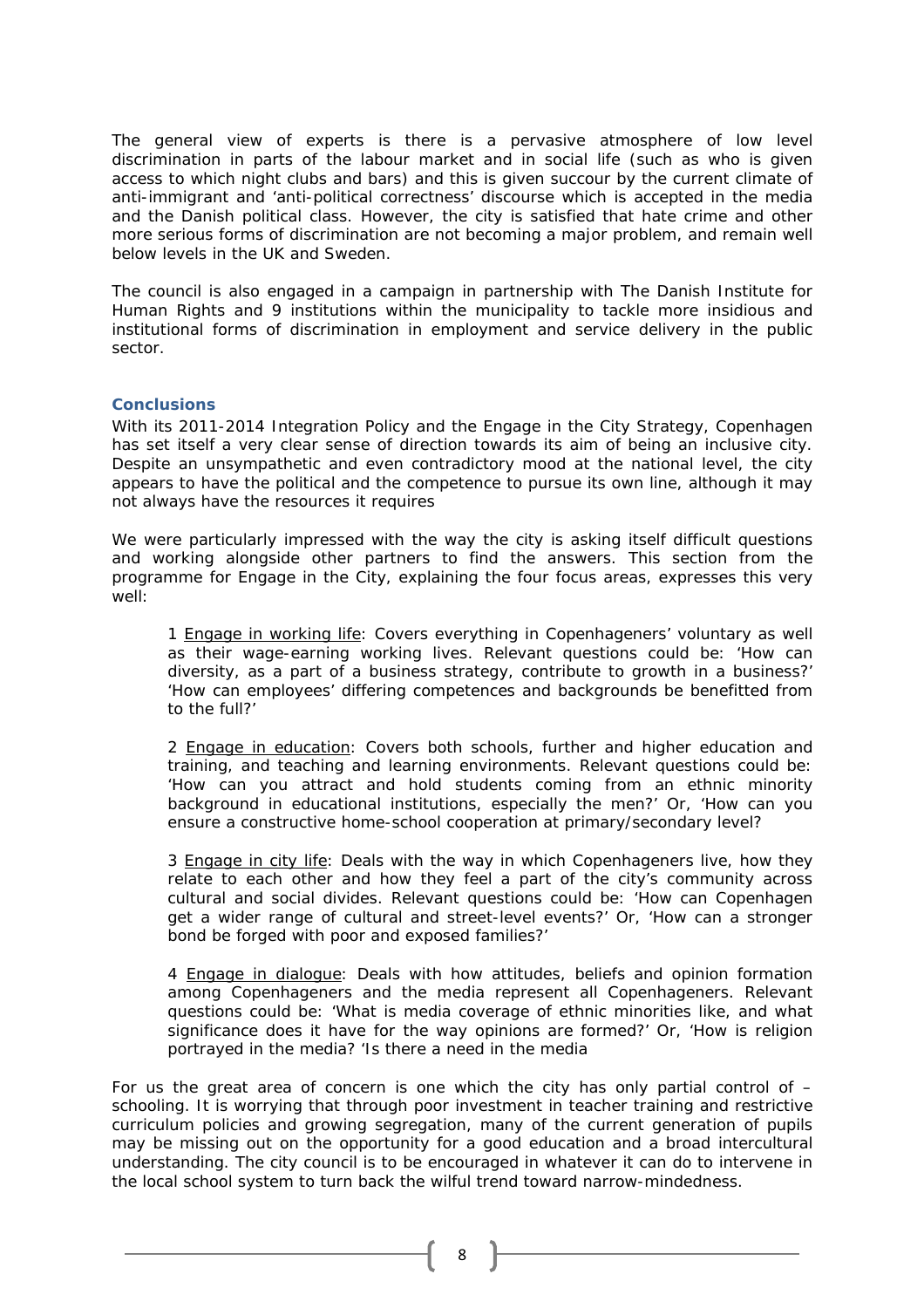The general view of experts is there is a pervasive atmosphere of low level discrimination in parts of the labour market and in social life (such as who is given access to which night clubs and bars) and this is given succour by the current climate of anti-immigrant and 'anti-political correctness' discourse which is accepted in the media and the Danish political class. However, the city is satisfied that hate crime and other more serious forms of discrimination are not becoming a major problem, and remain well below levels in the UK and Sweden.

The council is also engaged in a campaign in partnership with The Danish Institute for Human Rights and 9 institutions within the municipality to tackle more insidious and institutional forms of discrimination in employment and service delivery in the public sector.

### Conclusions

With its 2011-2014 Integration Policy and the Engage in the City Strategy, Copenhagen has set itself a very clear sense of direction towards its aim of being an inclusive city. Despite an unsympathetic and even contradictory mood at the national level, the city appears to have the political and the competence to pursue its own line, although it may not always have the resources it requires

We were particularly impressed with the way the city is asking itself difficult questions and working alongside other partners to find the answers. This section from the programme for Engage in the City, explaining the four focus areas, expresses this very well:

> 1 <u>Engage in working life</u>: Covers everything in Copenhageners' voluntary as well as their wage-earning working lives. Relevant questions could be: 'How can diversity, as a part of a business strategy, contribute to growth in a business?' 'How can employees' differing competences and backgrounds be benefitted from to the full?'
>
> 2 <u>Engage in education</u>: Covers both schools, further and higher education and training, and teaching and learning environments. Relevant questions could be: 'How can you attract and hold students coming from an ethnic minority background in educational institutions, especially the men?' Or, 'How can you ensure a constructive home-school cooperation at primary/secondary level?
>
> 3 <u>Engage in city life</u>: Deals with the way in which Copenhageners live, how they relate to each other and how they feel a part of the city's community across cultural and social divides. Relevant questions could be: 'How can Copenhagen get a wider range of cultural and street-level events?' Or, 'How can a stronger bond be forged with poor and exposed families?'
>
> 4 <u>Engage in dialogue</u>: Deals with how attitudes, beliefs and opinion formation among Copenhageners and the media represent all Copenhageners. Relevant questions could be: 'What is media coverage of ethnic minorities like, and what significance does it have for the way opinions are formed?' Or, 'How is religion portrayed in the media? 'Is there a need in the media

For us the great area of concern is one which the city has only partial control of – schooling. It is worrying that through poor investment in teacher training and restrictive curriculum policies and growing segregation, many of the current generation of pupils may be missing out on the opportunity for a good education and a broad intercultural understanding. The city council is to be encouraged in whatever it can do to intervene in the local school system to turn back the wilful trend toward narrow-mindedness.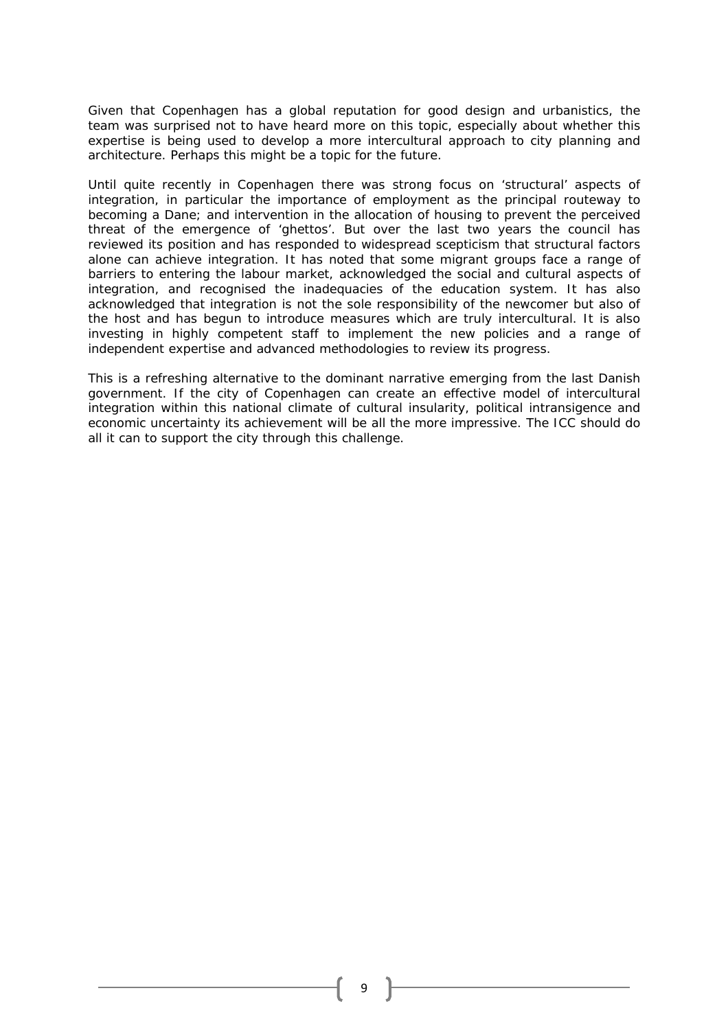Given that Copenhagen has a global reputation for good design and urbanistics, the team was surprised not to have heard more on this topic, especially about whether this expertise is being used to develop a more intercultural approach to city planning and architecture. Perhaps this might be a topic for the future.

Until quite recently in Copenhagen there was strong focus on 'structural' aspects of integration, in particular the importance of employment as the principal routeway to becoming a Dane; and intervention in the allocation of housing to prevent the perceived threat of the emergence of 'ghettos'. But over the last two years the council has reviewed its position and has responded to widespread scepticism that structural factors alone can achieve integration. It has noted that some migrant groups face a range of barriers to entering the labour market, acknowledged the social and cultural aspects of integration, and recognised the inadequacies of the education system. It has also acknowledged that integration is not the sole responsibility of the newcomer but also of the host and has begun to introduce measures which are truly intercultural. It is also investing in highly competent staff to implement the new policies and a range of independent expertise and advanced methodologies to review its progress.

This is a refreshing alternative to the dominant narrative emerging from the last Danish government. If the city of Copenhagen can create an effective model of intercultural integration within this national climate of cultural insularity, political intransigence and economic uncertainty its achievement will be all the more impressive. The ICC should do all it can to support the city through this challenge.